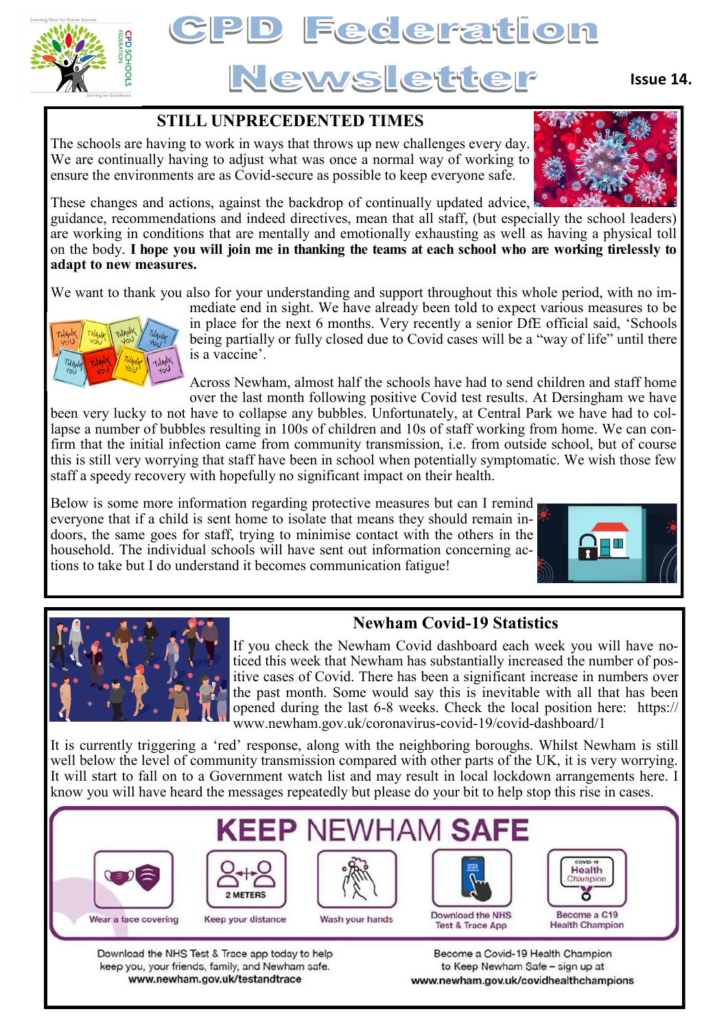# CPD Federation Newsletter

**Issue 14.**

## STILL UNPRECEDENTED TIMES

The schools are having to work in ways that throws up new challenges every day. We are continually having to adjust what was once a normal way of working to ensure the environments are as Covid-secure as possible to keep everyone safe.

These changes and actions, against the backdrop of continually updated advice, guidance, recommendations and indeed directives, mean that all staff, (but especially the school leaders) are working in conditions that are mentally and emotionally exhausting as well as having a physical toll on the body. **I hope you will join me in thanking the teams at each school who are working tirelessly to adapt to new measures.**

We want to thank you also for your understanding and support throughout this whole period, with no immediate end in sight. We have already been told to expect various measures to be in place for the next 6 months. Very recently a senior DfE official said, 'Schools being partially or fully closed due to Covid cases will be a "way of life" until there is a vaccine'.

Across Newham, almost half the schools have had to send children and staff home over the last month following positive Covid test results. At Dersingham we have been very lucky to not have to collapse any bubbles. Unfortunately, at Central Park we have had to collapse a number of bubbles resulting in 100s of children and 10s of staff working from home. We can confirm that the initial infection came from community transmission, i.e. from outside school, but of course this is still very worrying that staff have been in school when potentially symptomatic. We wish those few staff a speedy recovery with hopefully no significant impact on their health.

Below is some more information regarding protective measures but can I remind everyone that if a child is sent home to isolate that means they should remain indoors, the same goes for staff, trying to minimise contact with the others in the household. The individual schools will have sent out information concerning actions to take but I do understand it becomes communication fatigue!

## Newham Covid-19 Statistics

If you check the Newham Covid dashboard each week you will have noticed this week that Newham has substantially increased the number of positive cases of Covid. There has been a significant increase in numbers over the past month. Some would say this is inevitable with all that has been opened during the last 6-8 weeks. Check the local position here: https://www.newham.gov.uk/coronavirus-covid-19/covid-dashboard/1

It is currently triggering a 'red' response, along with the neighboring boroughs. Whilst Newham is still well below the level of community transmission compared with other parts of the UK, it is very worrying. It will start to fall on to a Government watch list and may result in local lockdown arrangements here. I know you will have heard the messages repeatedly but please do your bit to help stop this rise in cases.

**KEEP NEWHAM SAFE**

- Wear a face covering
- Keep your distance (2 METERS)
- Wash your hands
- Download the NHS Test & Trace App
- Become a C19 Health Champion

Download the NHS Test & Trace app today to help keep you, your friends, family, and Newham safe. **www.newham.gov.uk/testandtrace**

Become a Covid-19 Health Champion to Keep Newham Safe – sign up at **www.newham.gov.uk/covidhealthchampions**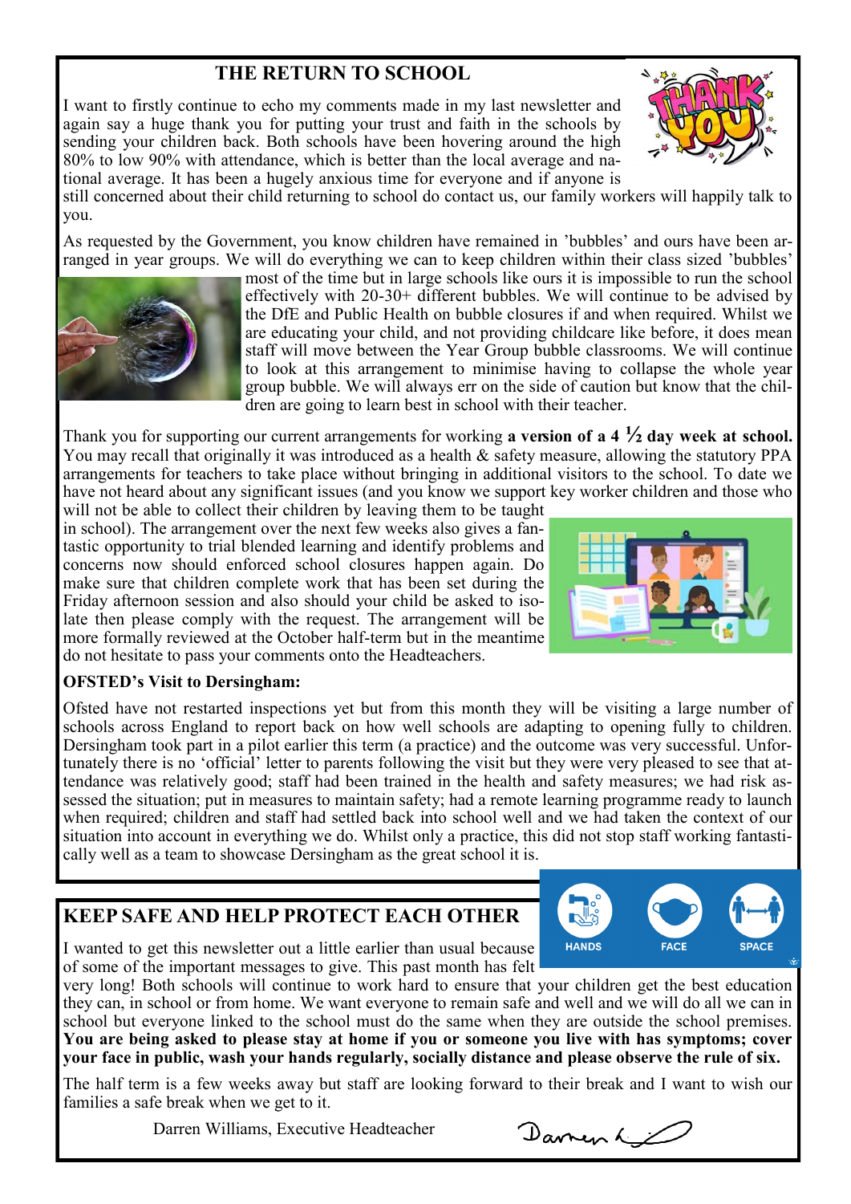## THE RETURN TO SCHOOL

I want to firstly continue to echo my comments made in my last newsletter and again say a huge thank you for putting your trust and faith in the schools by sending your children back. Both schools have been hovering around the high 80% to low 90% with attendance, which is better than the local average and national average. It has been a hugely anxious time for everyone and if anyone is still concerned about their child returning to school do contact us, our family workers will happily talk to you.

As requested by the Government, you know children have remained in 'bubbles' and ours have been arranged in year groups. We will do everything we can to keep children within their class sized 'bubbles' most of the time but in large schools like ours it is impossible to run the school effectively with 20-30+ different bubbles. We will continue to be advised by the DfE and Public Health on bubble closures if and when required. Whilst we are educating your child, and not providing childcare like before, it does mean staff will move between the Year Group bubble classrooms. We will continue to look at this arrangement to minimise having to collapse the whole year group bubble. We will always err on the side of caution but know that the children are going to learn best in school with their teacher.

Thank you for supporting our current arrangements for working **a version of a 4 ½ day week at school.** You may recall that originally it was introduced as a health & safety measure, allowing the statutory PPA arrangements for teachers to take place without bringing in additional visitors to the school. To date we have not heard about any significant issues (and you know we support key worker children and those who will not be able to collect their children by leaving them to be taught in school). The arrangement over the next few weeks also gives a fantastic opportunity to trial blended learning and identify problems and concerns now should enforced school closures happen again. Do make sure that children complete work that has been set during the Friday afternoon session and also should your child be asked to isolate then please comply with the request. The arrangement will be more formally reviewed at the October half-term but in the meantime do not hesitate to pass your comments onto the Headteachers.

**OFSTED's Visit to Dersingham:**

Ofsted have not restarted inspections yet but from this month they will be visiting a large number of schools across England to report back on how well schools are adapting to opening fully to children. Dersingham took part in a pilot earlier this term (a practice) and the outcome was very successful. Unfortunately there is no 'official' letter to parents following the visit but they were very pleased to see that attendance was relatively good; staff had been trained in the health and safety measures; we had risk assessed the situation; put in measures to maintain safety; had a remote learning programme ready to launch when required; children and staff had settled back into school well and we had taken the context of our situation into account in everything we do. Whilst only a practice, this did not stop staff working fantastically well as a team to showcase Dersingham as the great school it is.

## KEEP SAFE AND HELP PROTECT EACH OTHER

HANDS FACE SPACE

I wanted to get this newsletter out a little earlier than usual because of some of the important messages to give. This past month has felt very long! Both schools will continue to work hard to ensure that your children get the best education they can, in school or from home. We want everyone to remain safe and well and we will do all we can in school but everyone linked to the school must do the same when they are outside the school premises. **You are being asked to please stay at home if you or someone you live with has symptoms; cover your face in public, wash your hands regularly, socially distance and please observe the rule of six.**

The half term is a few weeks away but staff are looking forward to their break and I want to wish our families a safe break when we get to it.

Darren Williams, Executive Headteacher